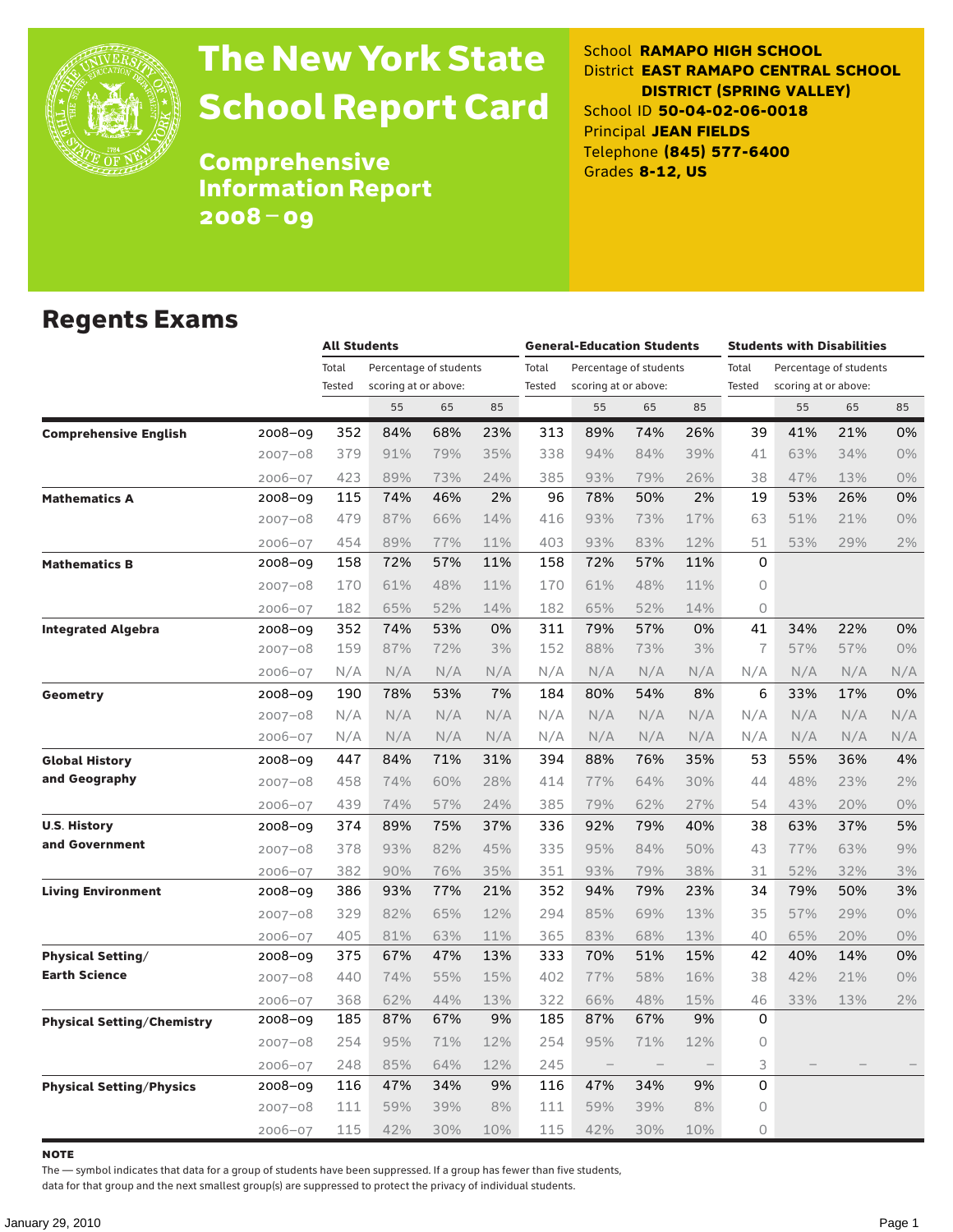# The New York State School Report Card

## Comprehensive Information Report 2008–09

School **RAMAPO HIGH SCHOOL**
District **EAST RAMAPO CENTRAL SCHOOL DISTRICT (SPRING VALLEY)**
School ID **50-04-02-06-0018**
Principal **JEAN FIELDS**
Telephone **(845) 577-6400**
Grades **8-12, US**

## Regents Exams

| | | All Students | | | | General-Education Students | | | | Students with Disabilities | | | |
|---|---|---|---|---|---|---|---|---|---|---|---|---|---|
| | | Total Tested | Percentage of students scoring at or above: | | | Total Tested | Percentage of students scoring at or above: | | | Total Tested | Percentage of students scoring at or above: | | |
| | | | 55 | 65 | 85 | | 55 | 65 | 85 | | 55 | 65 | 85 |
| **Comprehensive English** | 2008–09 | 352 | 84% | 68% | 23% | 313 | 89% | 74% | 26% | 39 | 41% | 21% | 0% |
| | 2007–08 | 379 | 91% | 79% | 35% | 338 | 94% | 84% | 39% | 41 | 63% | 34% | 0% |
| | 2006–07 | 423 | 89% | 73% | 24% | 385 | 93% | 79% | 26% | 38 | 47% | 13% | 0% |
| **Mathematics A** | 2008–09 | 115 | 74% | 46% | 2% | 96 | 78% | 50% | 2% | 19 | 53% | 26% | 0% |
| | 2007–08 | 479 | 87% | 66% | 14% | 416 | 93% | 73% | 17% | 63 | 51% | 21% | 0% |
| | 2006–07 | 454 | 89% | 77% | 11% | 403 | 93% | 83% | 12% | 51 | 53% | 29% | 2% |
| **Mathematics B** | 2008–09 | 158 | 72% | 57% | 11% | 158 | 72% | 57% | 11% | 0 | | | |
| | 2007–08 | 170 | 61% | 48% | 11% | 170 | 61% | 48% | 11% | 0 | | | |
| | 2006–07 | 182 | 65% | 52% | 14% | 182 | 65% | 52% | 14% | 0 | | | |
| **Integrated Algebra** | 2008–09 | 352 | 74% | 53% | 0% | 311 | 79% | 57% | 0% | 41 | 34% | 22% | 0% |
| | 2007–08 | 159 | 87% | 72% | 3% | 152 | 88% | 73% | 3% | 7 | 57% | 57% | 0% |
| | 2006–07 | N/A | N/A | N/A | N/A | N/A | N/A | N/A | N/A | N/A | N/A | N/A | N/A |
| **Geometry** | 2008–09 | 190 | 78% | 53% | 7% | 184 | 80% | 54% | 8% | 6 | 33% | 17% | 0% |
| | 2007–08 | N/A | N/A | N/A | N/A | N/A | N/A | N/A | N/A | N/A | N/A | N/A | N/A |
| | 2006–07 | N/A | N/A | N/A | N/A | N/A | N/A | N/A | N/A | N/A | N/A | N/A | N/A |
| **Global History and Geography** | 2008–09 | 447 | 84% | 71% | 31% | 394 | 88% | 76% | 35% | 53 | 55% | 36% | 4% |
| | 2007–08 | 458 | 74% | 60% | 28% | 414 | 77% | 64% | 30% | 44 | 48% | 23% | 2% |
| | 2006–07 | 439 | 74% | 57% | 24% | 385 | 79% | 62% | 27% | 54 | 43% | 20% | 0% |
| **U.S. History and Government** | 2008–09 | 374 | 89% | 75% | 37% | 336 | 92% | 79% | 40% | 38 | 63% | 37% | 5% |
| | 2007–08 | 378 | 93% | 82% | 45% | 335 | 95% | 84% | 50% | 43 | 77% | 63% | 9% |
| | 2006–07 | 382 | 90% | 76% | 35% | 351 | 93% | 79% | 38% | 31 | 52% | 32% | 3% |
| **Living Environment** | 2008–09 | 386 | 93% | 77% | 21% | 352 | 94% | 79% | 23% | 34 | 79% | 50% | 3% |
| | 2007–08 | 329 | 82% | 65% | 12% | 294 | 85% | 69% | 13% | 35 | 57% | 29% | 0% |
| | 2006–07 | 405 | 81% | 63% | 11% | 365 | 83% | 68% | 13% | 40 | 65% | 20% | 0% |
| **Physical Setting/ Earth Science** | 2008–09 | 375 | 67% | 47% | 13% | 333 | 70% | 51% | 15% | 42 | 40% | 14% | 0% |
| | 2007–08 | 440 | 74% | 55% | 15% | 402 | 77% | 58% | 16% | 38 | 42% | 21% | 0% |
| | 2006–07 | 368 | 62% | 44% | 13% | 322 | 66% | 48% | 15% | 46 | 33% | 13% | 2% |
| **Physical Setting/Chemistry** | 2008–09 | 185 | 87% | 67% | 9% | 185 | 87% | 67% | 9% | 0 | | | |
| | 2007–08 | 254 | 95% | 71% | 12% | 254 | 95% | 71% | 12% | 0 | | | |
| | 2006–07 | 248 | 85% | 64% | 12% | 245 | – | – | – | 3 | – | – | – |
| **Physical Setting/Physics** | 2008–09 | 116 | 47% | 34% | 9% | 116 | 47% | 34% | 9% | 0 | | | |
| | 2007–08 | 111 | 59% | 39% | 8% | 111 | 59% | 39% | 8% | 0 | | | |
| | 2006–07 | 115 | 42% | 30% | 10% | 115 | 42% | 30% | 10% | 0 | | | |

**NOTE**

The — symbol indicates that data for a group of students have been suppressed. If a group has fewer than five students, data for that group and the next smallest group(s) are suppressed to protect the privacy of individual students.

January 29, 2010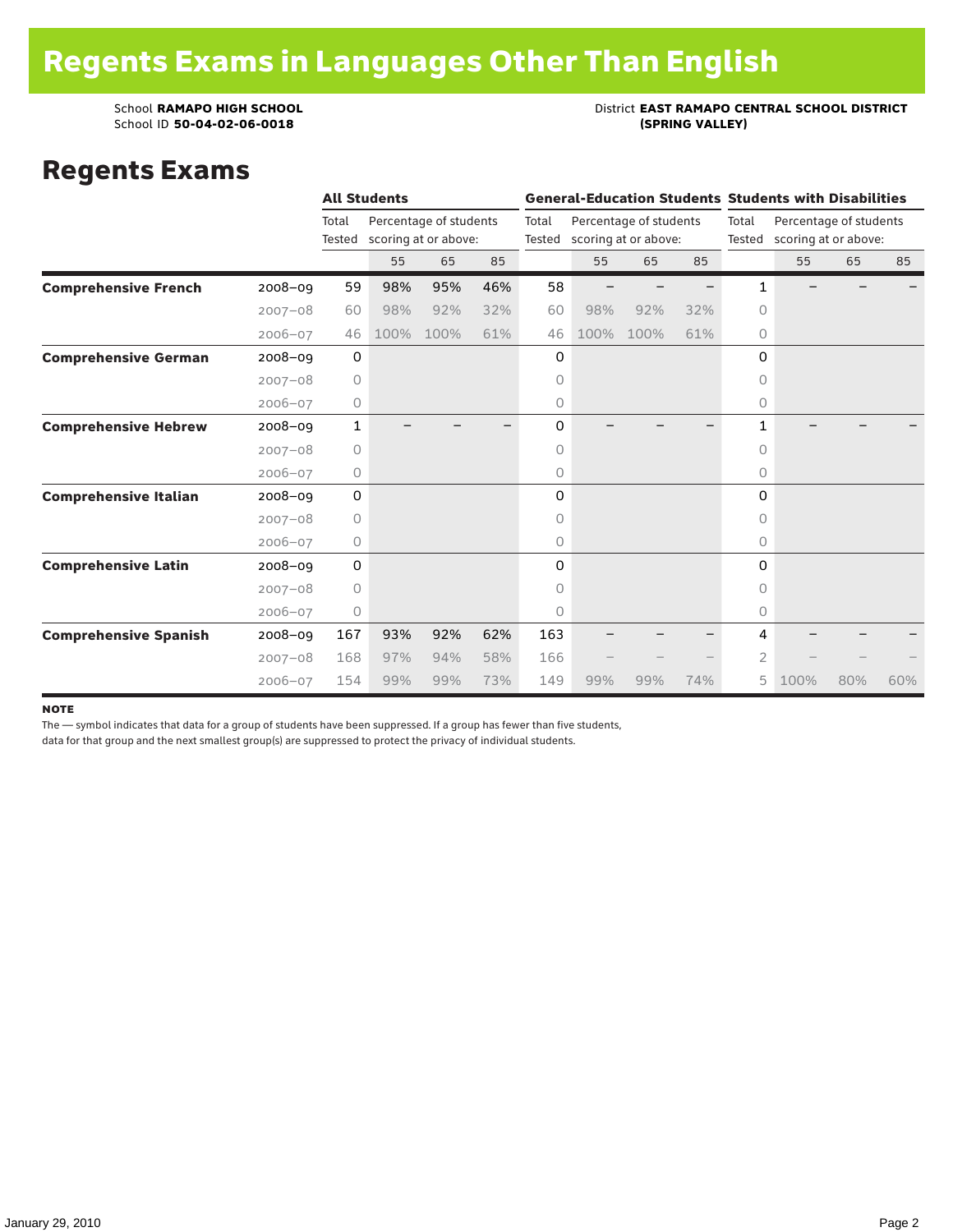# Regents Exams in Languages Other Than English

School **RAMAPO HIGH SCHOOL**
School ID **50-04-02-06-0018**

District **EAST RAMAPO CENTRAL SCHOOL DISTRICT (SPRING VALLEY)**

## Regents Exams

| | | All Students | | | | General-Education Students | | | | Students with Disabilities | | | |
|---|---|---|---|---|---|---|---|---|---|---|---|---|---|
| | | Total Tested | Percentage of students scoring at or above: | | | Total Tested | Percentage of students scoring at or above: | | | Total Tested | Percentage of students scoring at or above: | | |
| | | | 55 | 65 | 85 | | 55 | 65 | 85 | | 55 | 65 | 85 |
| **Comprehensive French** | 2008–09 | 59 | 98% | 95% | 46% | 58 | – | – | – | 1 | – | – | – |
| | 2007–08 | 60 | 98% | 92% | 32% | 60 | 98% | 92% | 32% | 0 | | | |
| | 2006–07 | 46 | 100% | 100% | 61% | 46 | 100% | 100% | 61% | 0 | | | |
| **Comprehensive German** | 2008–09 | 0 | | | | 0 | | | | 0 | | | |
| | 2007–08 | 0 | | | | 0 | | | | 0 | | | |
| | 2006–07 | 0 | | | | 0 | | | | 0 | | | |
| **Comprehensive Hebrew** | 2008–09 | 1 | – | – | – | 0 | – | – | – | 1 | – | – | – |
| | 2007–08 | 0 | | | | 0 | | | | 0 | | | |
| | 2006–07 | 0 | | | | 0 | | | | 0 | | | |
| **Comprehensive Italian** | 2008–09 | 0 | | | | 0 | | | | 0 | | | |
| | 2007–08 | 0 | | | | 0 | | | | 0 | | | |
| | 2006–07 | 0 | | | | 0 | | | | 0 | | | |
| **Comprehensive Latin** | 2008–09 | 0 | | | | 0 | | | | 0 | | | |
| | 2007–08 | 0 | | | | 0 | | | | 0 | | | |
| | 2006–07 | 0 | | | | 0 | | | | 0 | | | |
| **Comprehensive Spanish** | 2008–09 | 167 | 93% | 92% | 62% | 163 | – | – | – | 4 | – | – | – |
| | 2007–08 | 168 | 97% | 94% | 58% | 166 | – | – | – | 2 | – | – | – |
| | 2006–07 | 154 | 99% | 99% | 73% | 149 | 99% | 99% | 74% | 5 | 100% | 80% | 60% |

**NOTE**

The — symbol indicates that data for a group of students have been suppressed. If a group has fewer than five students, data for that group and the next smallest group(s) are suppressed to protect the privacy of individual students.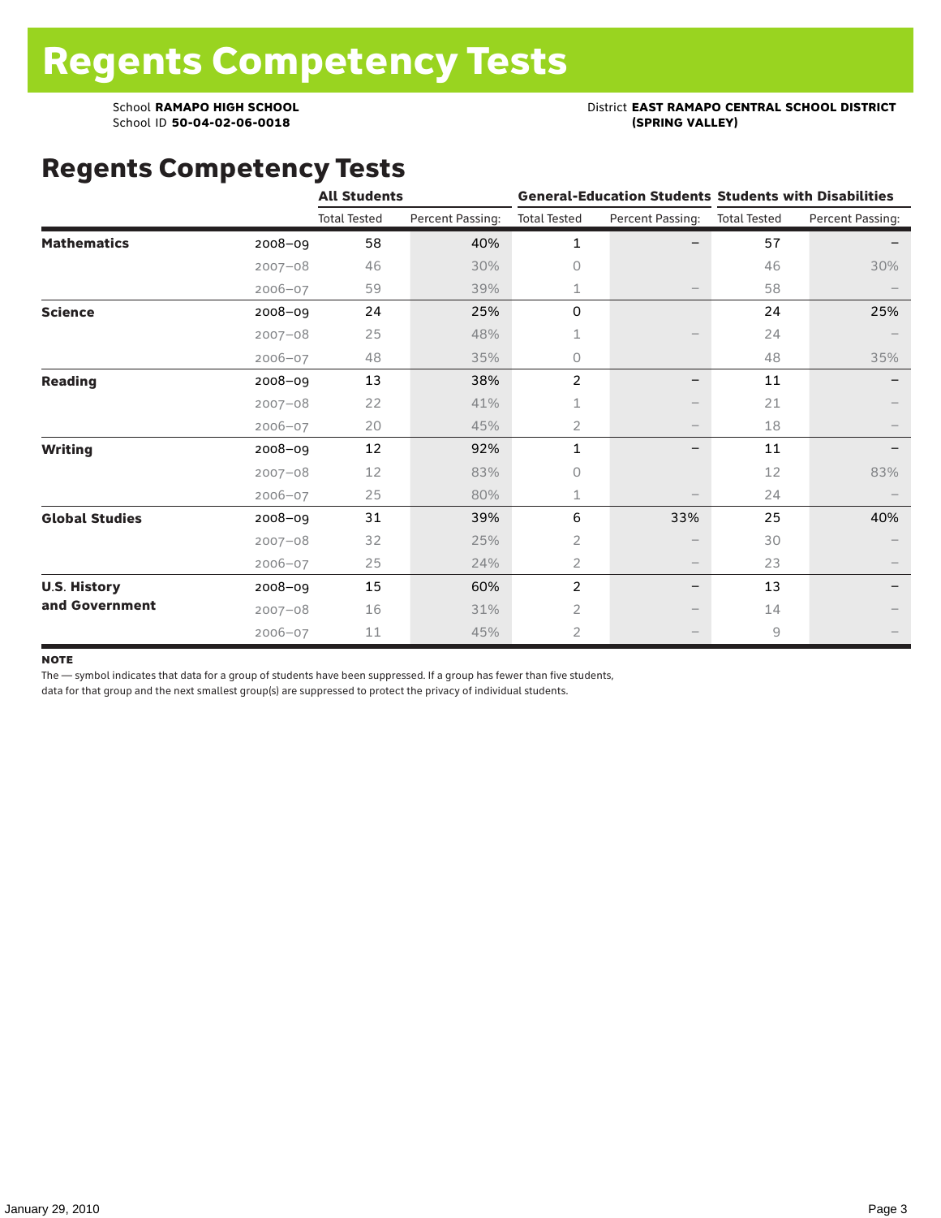# Regents Competency Tests

School **RAMAPO HIGH SCHOOL**
School ID **50-04-02-06-0018**

District **EAST RAMAPO CENTRAL SCHOOL DISTRICT (SPRING VALLEY)**

## Regents Competency Tests

| | | All Students | | General-Education Students | | Students with Disabilities | |
|---|---|---|---|---|---|---|---|
| | | Total Tested | Percent Passing: | Total Tested | Percent Passing: | Total Tested | Percent Passing: |
| **Mathematics** | 2008–09 | 58 | 40% | 1 | – | 57 | – |
| | 2007–08 | 46 | 30% | 0 | | 46 | 30% |
| | 2006–07 | 59 | 39% | 1 | – | 58 | – |
| **Science** | 2008–09 | 24 | 25% | 0 | | 24 | 25% |
| | 2007–08 | 25 | 48% | 1 | – | 24 | – |
| | 2006–07 | 48 | 35% | 0 | | 48 | 35% |
| **Reading** | 2008–09 | 13 | 38% | 2 | – | 11 | – |
| | 2007–08 | 22 | 41% | 1 | – | 21 | – |
| | 2006–07 | 20 | 45% | 2 | – | 18 | – |
| **Writing** | 2008–09 | 12 | 92% | 1 | – | 11 | – |
| | 2007–08 | 12 | 83% | 0 | | 12 | 83% |
| | 2006–07 | 25 | 80% | 1 | – | 24 | – |
| **Global Studies** | 2008–09 | 31 | 39% | 6 | 33% | 25 | 40% |
| | 2007–08 | 32 | 25% | 2 | – | 30 | – |
| | 2006–07 | 25 | 24% | 2 | – | 23 | – |
| **U.S. History and Government** | 2008–09 | 15 | 60% | 2 | – | 13 | – |
| | 2007–08 | 16 | 31% | 2 | – | 14 | – |
| | 2006–07 | 11 | 45% | 2 | – | 9 | – |

**NOTE**

The — symbol indicates that data for a group of students have been suppressed. If a group has fewer than five students, data for that group and the next smallest group(s) are suppressed to protect the privacy of individual students.

January 29, 2010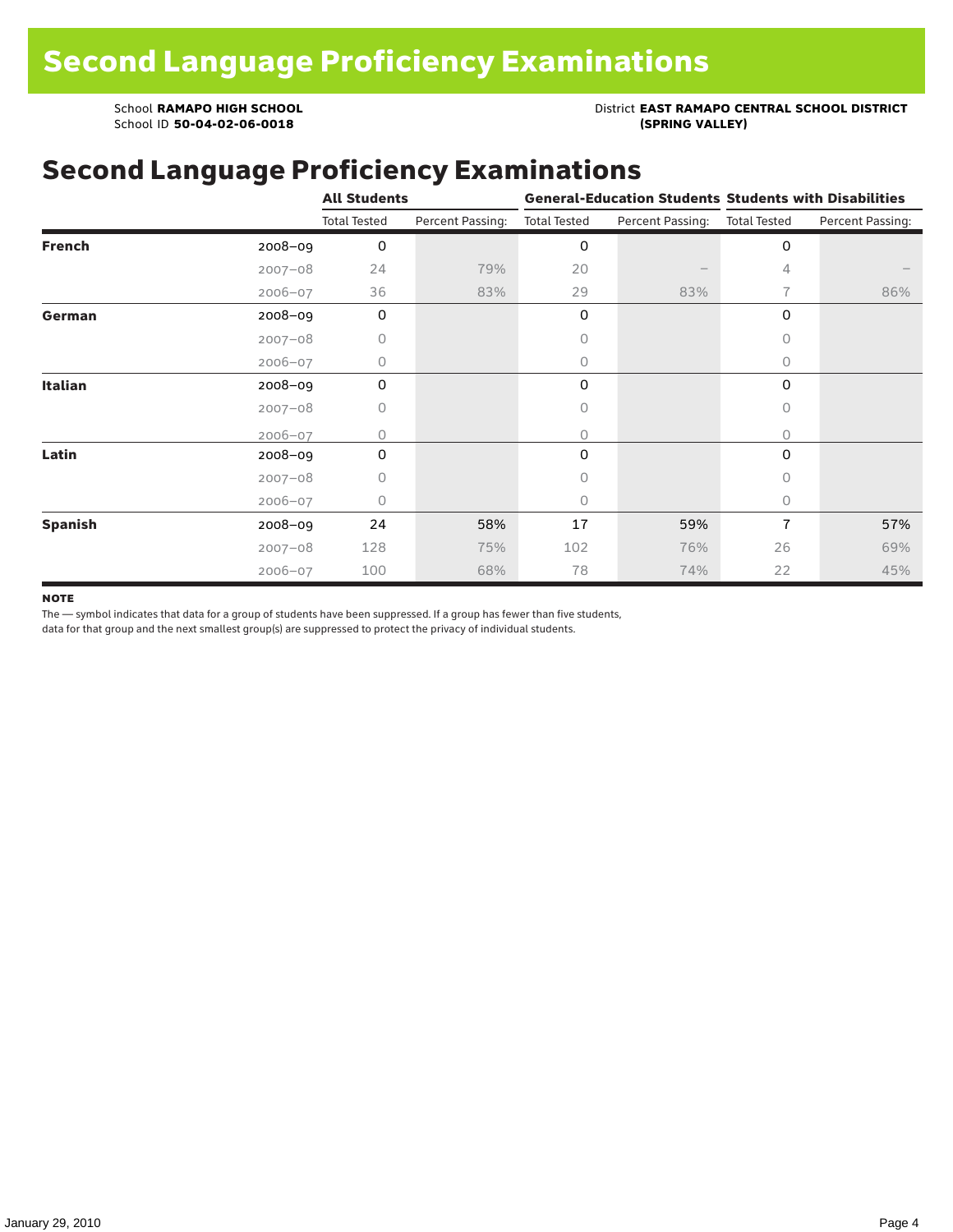# Second Language Proficiency Examinations

School **RAMAPO HIGH SCHOOL**
School ID **50-04-02-06-0018**

District **EAST RAMAPO CENTRAL SCHOOL DISTRICT (SPRING VALLEY)**

## Second Language Proficiency Examinations

| | | All Students | | General-Education Students | | Students with Disabilities | |
|---|---|---|---|---|---|---|---|
| | | Total Tested | Percent Passing: | Total Tested | Percent Passing: | Total Tested | Percent Passing: |
| **French** | 2008–09 | 0 | | 0 | | 0 | |
| | 2007–08 | 24 | 79% | 20 | – | 4 | – |
| | 2006–07 | 36 | 83% | 29 | 83% | 7 | 86% |
| **German** | 2008–09 | 0 | | 0 | | 0 | |
| | 2007–08 | 0 | | 0 | | 0 | |
| | 2006–07 | 0 | | 0 | | 0 | |
| **Italian** | 2008–09 | 0 | | 0 | | 0 | |
| | 2007–08 | 0 | | 0 | | 0 | |
| | 2006–07 | 0 | | 0 | | 0 | |
| **Latin** | 2008–09 | 0 | | 0 | | 0 | |
| | 2007–08 | 0 | | 0 | | 0 | |
| | 2006–07 | 0 | | 0 | | 0 | |
| **Spanish** | 2008–09 | 24 | 58% | 17 | 59% | 7 | 57% |
| | 2007–08 | 128 | 75% | 102 | 76% | 26 | 69% |
| | 2006–07 | 100 | 68% | 78 | 74% | 22 | 45% |

**NOTE**

The — symbol indicates that data for a group of students have been suppressed. If a group has fewer than five students, data for that group and the next smallest group(s) are suppressed to protect the privacy of individual students.

January 29, 2010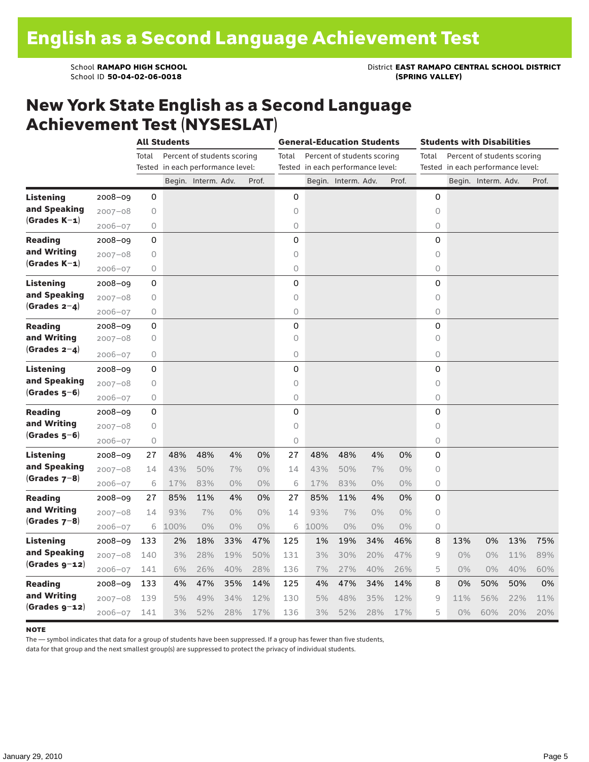# English as a Second Language Achievement Test

School **RAMAPO HIGH SCHOOL**
School ID **50-04-02-06-0018**

District **EAST RAMAPO CENTRAL SCHOOL DISTRICT (SPRING VALLEY)**

## New York State English as a Second Language Achievement Test (NYSESLAT)

| | | All Students | | | | | General-Education Students | | | | | Students with Disabilities | | | | |
|---|---|---|---|---|---|---|---|---|---|---|---|---|---|---|---|---|
| | | Total Tested | Percent of students scoring in each performance level: | | | | Total Tested | Percent of students scoring in each performance level: | | | | Total Tested | Percent of students scoring in each performance level: | | | |
| | | | Begin. | Interm. | Adv. | Prof. | | Begin. | Interm. | Adv. | Prof. | | Begin. | Interm. | Adv. | Prof. |
| **Listening and Speaking (Grades K–1)** | 2008–09 | 0 | | | | | 0 | | | | | 0 | | | | |
| | 2007–08 | 0 | | | | | 0 | | | | | 0 | | | | |
| | 2006–07 | 0 | | | | | 0 | | | | | 0 | | | | |
| **Reading and Writing (Grades K–1)** | 2008–09 | 0 | | | | | 0 | | | | | 0 | | | | |
| | 2007–08 | 0 | | | | | 0 | | | | | 0 | | | | |
| | 2006–07 | 0 | | | | | 0 | | | | | 0 | | | | |
| **Listening and Speaking (Grades 2–4)** | 2008–09 | 0 | | | | | 0 | | | | | 0 | | | | |
| | 2007–08 | 0 | | | | | 0 | | | | | 0 | | | | |
| | 2006–07 | 0 | | | | | 0 | | | | | 0 | | | | |
| **Reading and Writing (Grades 2–4)** | 2008–09 | 0 | | | | | 0 | | | | | 0 | | | | |
| | 2007–08 | 0 | | | | | 0 | | | | | 0 | | | | |
| | 2006–07 | 0 | | | | | 0 | | | | | 0 | | | | |
| **Listening and Speaking (Grades 5–6)** | 2008–09 | 0 | | | | | 0 | | | | | 0 | | | | |
| | 2007–08 | 0 | | | | | 0 | | | | | 0 | | | | |
| | 2006–07 | 0 | | | | | 0 | | | | | 0 | | | | |
| **Reading and Writing (Grades 5–6)** | 2008–09 | 0 | | | | | 0 | | | | | 0 | | | | |
| | 2007–08 | 0 | | | | | 0 | | | | | 0 | | | | |
| | 2006–07 | 0 | | | | | 0 | | | | | 0 | | | | |
| **Listening and Speaking (Grades 7–8)** | 2008–09 | 27 | 48% | 48% | 4% | 0% | 27 | 48% | 48% | 4% | 0% | 0 | | | | |
| | 2007–08 | 14 | 43% | 50% | 7% | 0% | 14 | 43% | 50% | 7% | 0% | 0 | | | | |
| | 2006–07 | 6 | 17% | 83% | 0% | 0% | 6 | 17% | 83% | 0% | 0% | 0 | | | | |
| **Reading and Writing (Grades 7–8)** | 2008–09 | 27 | 85% | 11% | 4% | 0% | 27 | 85% | 11% | 4% | 0% | 0 | | | | |
| | 2007–08 | 14 | 93% | 7% | 0% | 0% | 14 | 93% | 7% | 0% | 0% | 0 | | | | |
| | 2006–07 | 6 | 100% | 0% | 0% | 0% | 6 | 100% | 0% | 0% | 0% | 0 | | | | |
| **Listening and Speaking (Grades 9–12)** | 2008–09 | 133 | 2% | 18% | 33% | 47% | 125 | 1% | 19% | 34% | 46% | 8 | 13% | 0% | 13% | 75% |
| | 2007–08 | 140 | 3% | 28% | 19% | 50% | 131 | 3% | 30% | 20% | 47% | 9 | 0% | 0% | 11% | 89% |
| | 2006–07 | 141 | 6% | 26% | 40% | 28% | 136 | 7% | 27% | 40% | 26% | 5 | 0% | 0% | 40% | 60% |
| **Reading and Writing (Grades 9–12)** | 2008–09 | 133 | 4% | 47% | 35% | 14% | 125 | 4% | 47% | 34% | 14% | 8 | 0% | 50% | 50% | 0% |
| | 2007–08 | 139 | 5% | 49% | 34% | 12% | 130 | 5% | 48% | 35% | 12% | 9 | 11% | 56% | 22% | 11% |
| | 2006–07 | 141 | 3% | 52% | 28% | 17% | 136 | 3% | 52% | 28% | 17% | 5 | 0% | 60% | 20% | 20% |

**NOTE**

The — symbol indicates that data for a group of students have been suppressed. If a group has fewer than five students, data for that group and the next smallest group(s) are suppressed to protect the privacy of individual students.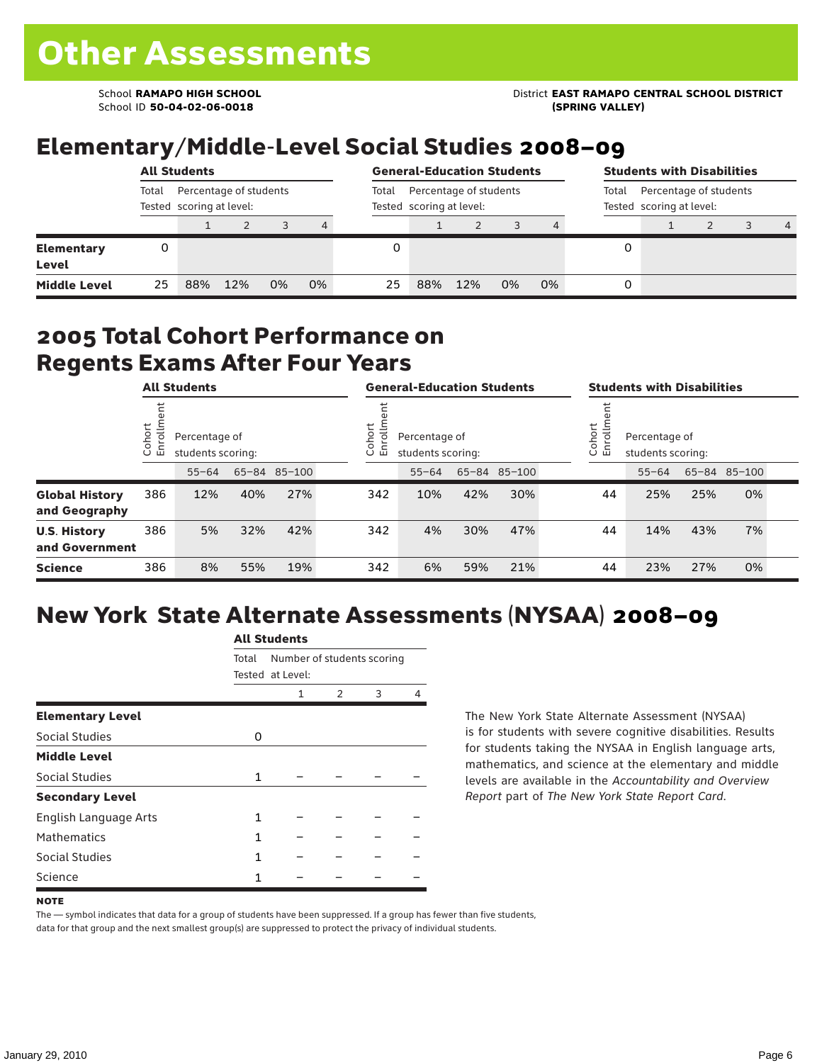# Other Assessments

School **RAMAPO HIGH SCHOOL**
School ID **50-04-02-06-0018**

District **EAST RAMAPO CENTRAL SCHOOL DISTRICT (SPRING VALLEY)**

## Elementary/Middle-Level Social Studies 2008–09

| | All Students | | | | | General-Education Students | | | | | Students with Disabilities | | | | |
|---|---|---|---|---|---|---|---|---|---|---|---|---|---|---|---|
| | Total Tested | Percentage of students scoring at level: | | | | Total Tested | Percentage of students scoring at level: | | | | Total Tested | Percentage of students scoring at level: | | | |
| | | 1 | 2 | 3 | 4 | | 1 | 2 | 3 | 4 | | 1 | 2 | 3 | 4 |
| **Elementary Level** | 0 | | | | | 0 | | | | | 0 | | | | |
| **Middle Level** | 25 | 88% | 12% | 0% | 0% | 25 | 88% | 12% | 0% | 0% | 0 | | | | |

## 2005 Total Cohort Performance on Regents Exams After Four Years

| | All Students | | | | General-Education Students | | | | Students with Disabilities | | | |
|---|---|---|---|---|---|---|---|---|---|---|---|---|
| | Cohort Enrollment | Percentage of students scoring: | | | Cohort Enrollment | Percentage of students scoring: | | | Cohort Enrollment | Percentage of students scoring: | | |
| | | 55–64 | 65–84 | 85–100 | | 55–64 | 65–84 | 85–100 | | 55–64 | 65–84 | 85–100 |
| **Global History and Geography** | 386 | 12% | 40% | 27% | 342 | 10% | 42% | 30% | 44 | 25% | 25% | 0% |
| **U.S. History and Government** | 386 | 5% | 32% | 42% | 342 | 4% | 30% | 47% | 44 | 14% | 43% | 7% |
| **Science** | 386 | 8% | 55% | 19% | 342 | 6% | 59% | 21% | 44 | 23% | 27% | 0% |

## New York State Alternate Assessments (NYSAA) 2008–09

| | All Students | | | | |
|---|---|---|---|---|---|
| | Total Tested | Number of students scoring at Level: | | | |
| | | 1 | 2 | 3 | 4 |
| **Elementary Level** | | | | | |
| Social Studies | 0 | | | | |
| **Middle Level** | | | | | |
| Social Studies | 1 | – | – | – | – |
| **Secondary Level** | | | | | |
| English Language Arts | 1 | – | – | – | – |
| Mathematics | 1 | – | – | – | – |
| Social Studies | 1 | – | – | – | – |
| Science | 1 | – | – | – | – |

The New York State Alternate Assessment (NYSAA) is for students with severe cognitive disabilities. Results for students taking the NYSAA in English language arts, mathematics, and science at the elementary and middle levels are available in the *Accountability and Overview Report* part of *The New York State Report Card*.

**NOTE**

The — symbol indicates that data for a group of students have been suppressed. If a group has fewer than five students, data for that group and the next smallest group(s) are suppressed to protect the privacy of individual students.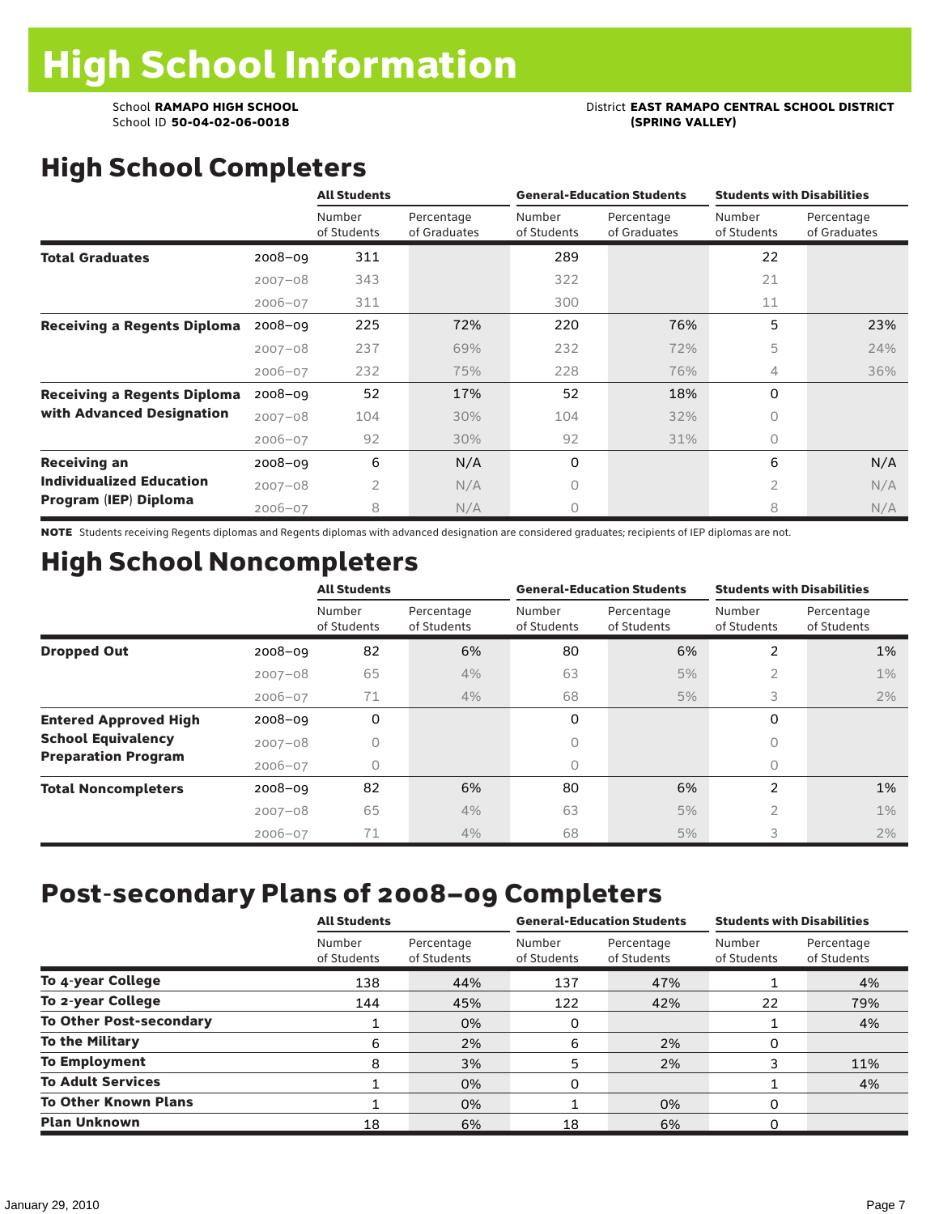# High School Information

School **RAMAPO HIGH SCHOOL**
School ID **50-04-02-06-0018**

District **EAST RAMAPO CENTRAL SCHOOL DISTRICT (SPRING VALLEY)**

## High School Completers

| | | All Students | | General-Education Students | | Students with Disabilities | |
|---|---|---|---|---|---|---|---|
| | | Number of Students | Percentage of Graduates | Number of Students | Percentage of Graduates | Number of Students | Percentage of Graduates |
| **Total Graduates** | 2008–09 | 311 | | 289 | | 22 | |
| | 2007–08 | 343 | | 322 | | 21 | |
| | 2006–07 | 311 | | 300 | | 11 | |
| **Receiving a Regents Diploma** | 2008–09 | 225 | 72% | 220 | 76% | 5 | 23% |
| | 2007–08 | 237 | 69% | 232 | 72% | 5 | 24% |
| | 2006–07 | 232 | 75% | 228 | 76% | 4 | 36% |
| **Receiving a Regents Diploma with Advanced Designation** | 2008–09 | 52 | 17% | 52 | 18% | 0 | |
| | 2007–08 | 104 | 30% | 104 | 32% | 0 | |
| | 2006–07 | 92 | 30% | 92 | 31% | 0 | |
| **Receiving an Individualized Education Program (IEP) Diploma** | 2008–09 | 6 | N/A | 0 | | 6 | N/A |
| | 2007–08 | 2 | N/A | 0 | | 2 | N/A |
| | 2006–07 | 8 | N/A | 0 | | 8 | N/A |

**NOTE** Students receiving Regents diplomas and Regents diplomas with advanced designation are considered graduates; recipients of IEP diplomas are not.

## High School Noncompleters

| | | All Students | | General-Education Students | | Students with Disabilities | |
|---|---|---|---|---|---|---|---|
| | | Number of Students | Percentage of Students | Number of Students | Percentage of Students | Number of Students | Percentage of Students |
| **Dropped Out** | 2008–09 | 82 | 6% | 80 | 6% | 2 | 1% |
| | 2007–08 | 65 | 4% | 63 | 5% | 2 | 1% |
| | 2006–07 | 71 | 4% | 68 | 5% | 3 | 2% |
| **Entered Approved High School Equivalency Preparation Program** | 2008–09 | 0 | | 0 | | 0 | |
| | 2007–08 | 0 | | 0 | | 0 | |
| | 2006–07 | 0 | | 0 | | 0 | |
| **Total Noncompleters** | 2008–09 | 82 | 6% | 80 | 6% | 2 | 1% |
| | 2007–08 | 65 | 4% | 63 | 5% | 2 | 1% |
| | 2006–07 | 71 | 4% | 68 | 5% | 3 | 2% |

## Post-secondary Plans of 2008–09 Completers

| | All Students | | General-Education Students | | Students with Disabilities | |
|---|---|---|---|---|---|---|
| | Number of Students | Percentage of Students | Number of Students | Percentage of Students | Number of Students | Percentage of Students |
| **To 4-year College** | 138 | 44% | 137 | 47% | 1 | 4% |
| **To 2-year College** | 144 | 45% | 122 | 42% | 22 | 79% |
| **To Other Post-secondary** | 1 | 0% | 0 | | 1 | 4% |
| **To the Military** | 6 | 2% | 6 | 2% | 0 | |
| **To Employment** | 8 | 3% | 5 | 2% | 3 | 11% |
| **To Adult Services** | 1 | 0% | 0 | | 1 | 4% |
| **To Other Known Plans** | 1 | 0% | 1 | 0% | 0 | |
| **Plan Unknown** | 18 | 6% | 18 | 6% | 0 | |

January 29, 2010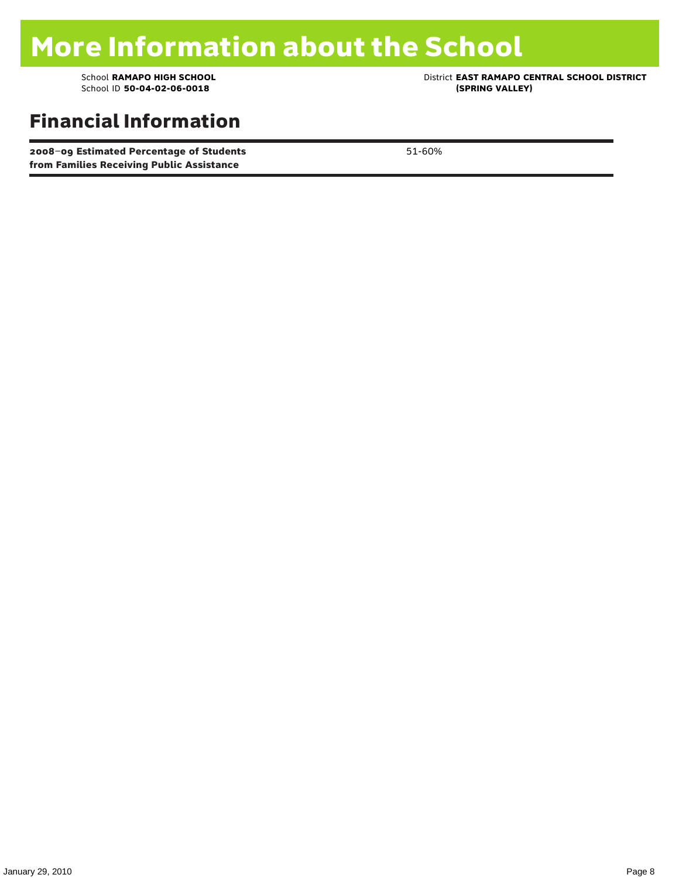# More Information about the School

School **RAMAPO HIGH SCHOOL**
School ID **50-04-02-06-0018**

District **EAST RAMAPO CENTRAL SCHOOL DISTRICT (SPRING VALLEY)**

## Financial Information

| | |
|---|---|
| **2008–09 Estimated Percentage of Students from Families Receiving Public Assistance** | 51-60% |